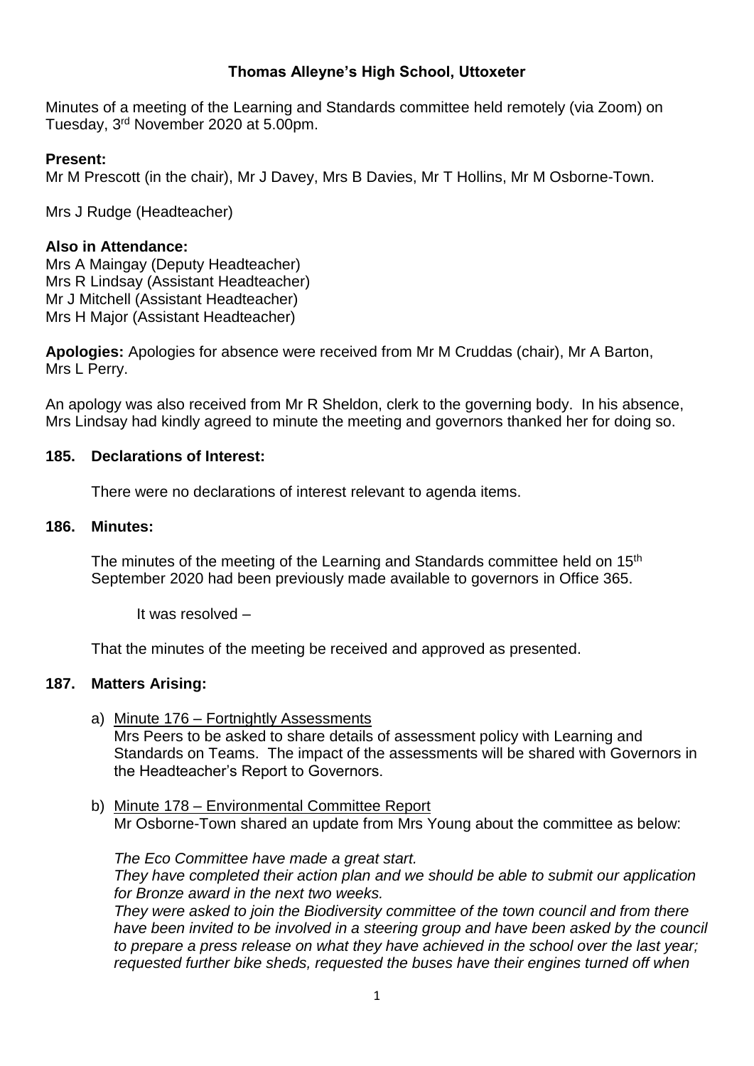# Thomas Alleyne's High School, Uttoxeter

Minutes of a meeting of the Learning and Standards committee held remotely (via Zoom) on Tuesday, 3rd November 2020 at 5.00pm.

**Present:**
Mr M Prescott (in the chair), Mr J Davey, Mrs B Davies, Mr T Hollins, Mr M Osborne-Town.

Mrs J Rudge (Headteacher)

**Also in Attendance:**
Mrs A Maingay (Deputy Headteacher)
Mrs R Lindsay (Assistant Headteacher)
Mr J Mitchell (Assistant Headteacher)
Mrs H Major (Assistant Headteacher)

**Apologies:** Apologies for absence were received from Mr M Cruddas (chair), Mr A Barton, Mrs L Perry.

An apology was also received from Mr R Sheldon, clerk to the governing body. In his absence, Mrs Lindsay had kindly agreed to minute the meeting and governors thanked her for doing so.

**185. Declarations of Interest:**

There were no declarations of interest relevant to agenda items.

**186. Minutes:**

The minutes of the meeting of the Learning and Standards committee held on 15th September 2020 had been previously made available to governors in Office 365.

It was resolved –

That the minutes of the meeting be received and approved as presented.

**187. Matters Arising:**

a) Minute 176 – Fortnightly Assessments
Mrs Peers to be asked to share details of assessment policy with Learning and Standards on Teams. The impact of the assessments will be shared with Governors in the Headteacher's Report to Governors.

b) Minute 178 – Environmental Committee Report
Mr Osborne-Town shared an update from Mrs Young about the committee as below:

*The Eco Committee have made a great start.*
*They have completed their action plan and we should be able to submit our application for Bronze award in the next two weeks.*
*They were asked to join the Biodiversity committee of the town council and from there have been invited to be involved in a steering group and have been asked by the council to prepare a press release on what they have achieved in the school over the last year; requested further bike sheds, requested the buses have their engines turned off when*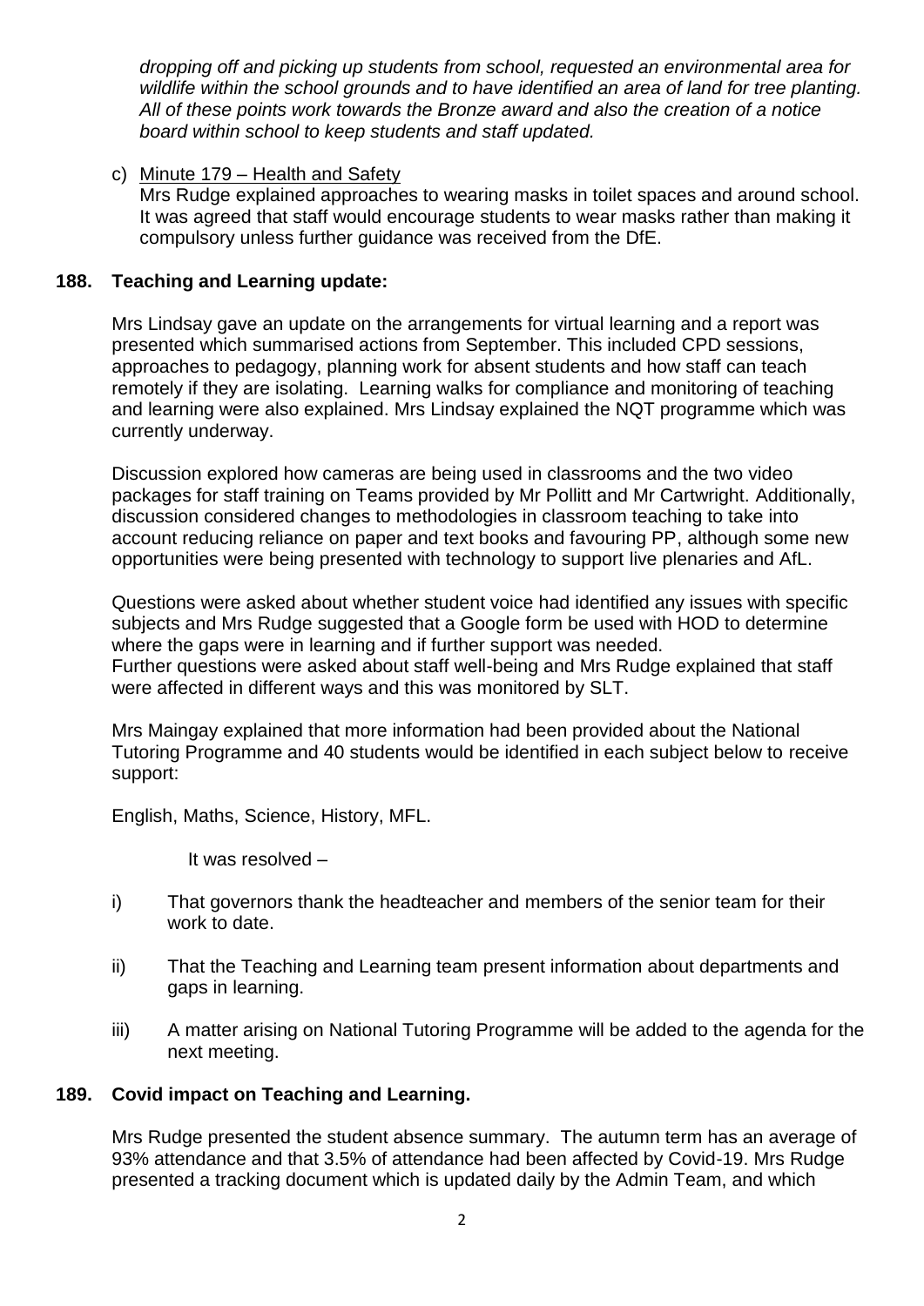*dropping off and picking up students from school, requested an environmental area for wildlife within the school grounds and to have identified an area of land for tree planting. All of these points work towards the Bronze award and also the creation of a notice board within school to keep students and staff updated.*

c) Minute 179 – Health and Safety
Mrs Rudge explained approaches to wearing masks in toilet spaces and around school. It was agreed that staff would encourage students to wear masks rather than making it compulsory unless further guidance was received from the DfE.

**188. Teaching and Learning update:**

Mrs Lindsay gave an update on the arrangements for virtual learning and a report was presented which summarised actions from September. This included CPD sessions, approaches to pedagogy, planning work for absent students and how staff can teach remotely if they are isolating. Learning walks for compliance and monitoring of teaching and learning were also explained. Mrs Lindsay explained the NQT programme which was currently underway.

Discussion explored how cameras are being used in classrooms and the two video packages for staff training on Teams provided by Mr Pollitt and Mr Cartwright. Additionally, discussion considered changes to methodologies in classroom teaching to take into account reducing reliance on paper and text books and favouring PP, although some new opportunities were being presented with technology to support live plenaries and AfL.

Questions were asked about whether student voice had identified any issues with specific subjects and Mrs Rudge suggested that a Google form be used with HOD to determine where the gaps were in learning and if further support was needed.
Further questions were asked about staff well-being and Mrs Rudge explained that staff were affected in different ways and this was monitored by SLT.

Mrs Maingay explained that more information had been provided about the National Tutoring Programme and 40 students would be identified in each subject below to receive support:

English, Maths, Science, History, MFL.

It was resolved –

i) That governors thank the headteacher and members of the senior team for their work to date.

ii) That the Teaching and Learning team present information about departments and gaps in learning.

iii) A matter arising on National Tutoring Programme will be added to the agenda for the next meeting.

**189. Covid impact on Teaching and Learning.**

Mrs Rudge presented the student absence summary. The autumn term has an average of 93% attendance and that 3.5% of attendance had been affected by Covid-19. Mrs Rudge presented a tracking document which is updated daily by the Admin Team, and which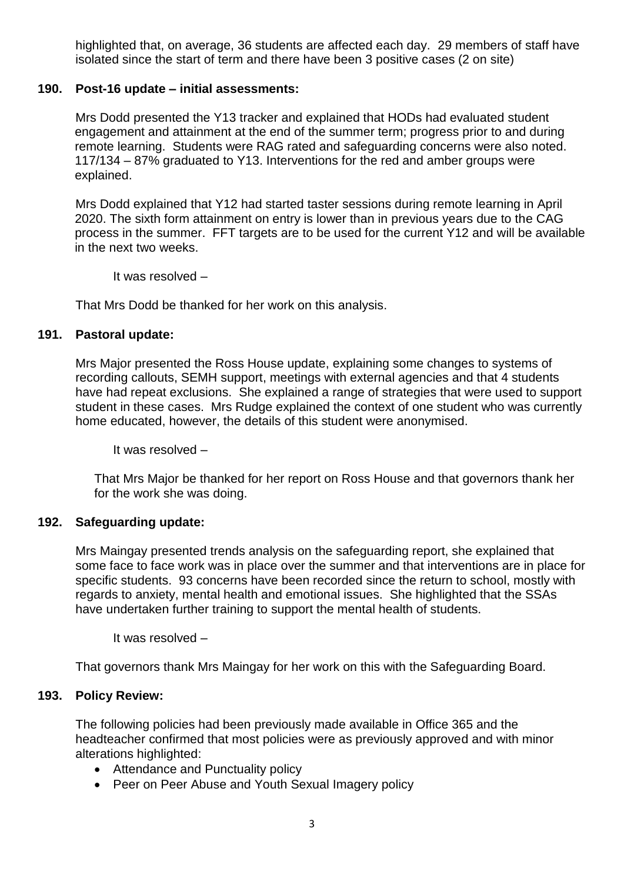highlighted that, on average, 36 students are affected each day. 29 members of staff have isolated since the start of term and there have been 3 positive cases (2 on site)

**190. Post-16 update – initial assessments:**

Mrs Dodd presented the Y13 tracker and explained that HODs had evaluated student engagement and attainment at the end of the summer term; progress prior to and during remote learning. Students were RAG rated and safeguarding concerns were also noted. 117/134 – 87% graduated to Y13. Interventions for the red and amber groups were explained.

Mrs Dodd explained that Y12 had started taster sessions during remote learning in April 2020. The sixth form attainment on entry is lower than in previous years due to the CAG process in the summer. FFT targets are to be used for the current Y12 and will be available in the next two weeks.

It was resolved –

That Mrs Dodd be thanked for her work on this analysis.

**191. Pastoral update:**

Mrs Major presented the Ross House update, explaining some changes to systems of recording callouts, SEMH support, meetings with external agencies and that 4 students have had repeat exclusions. She explained a range of strategies that were used to support student in these cases. Mrs Rudge explained the context of one student who was currently home educated, however, the details of this student were anonymised.

It was resolved –

That Mrs Major be thanked for her report on Ross House and that governors thank her for the work she was doing.

**192. Safeguarding update:**

Mrs Maingay presented trends analysis on the safeguarding report, she explained that some face to face work was in place over the summer and that interventions are in place for specific students. 93 concerns have been recorded since the return to school, mostly with regards to anxiety, mental health and emotional issues. She highlighted that the SSAs have undertaken further training to support the mental health of students.

It was resolved –

That governors thank Mrs Maingay for her work on this with the Safeguarding Board.

**193. Policy Review:**

The following policies had been previously made available in Office 365 and the headteacher confirmed that most policies were as previously approved and with minor alterations highlighted:

- Attendance and Punctuality policy
- Peer on Peer Abuse and Youth Sexual Imagery policy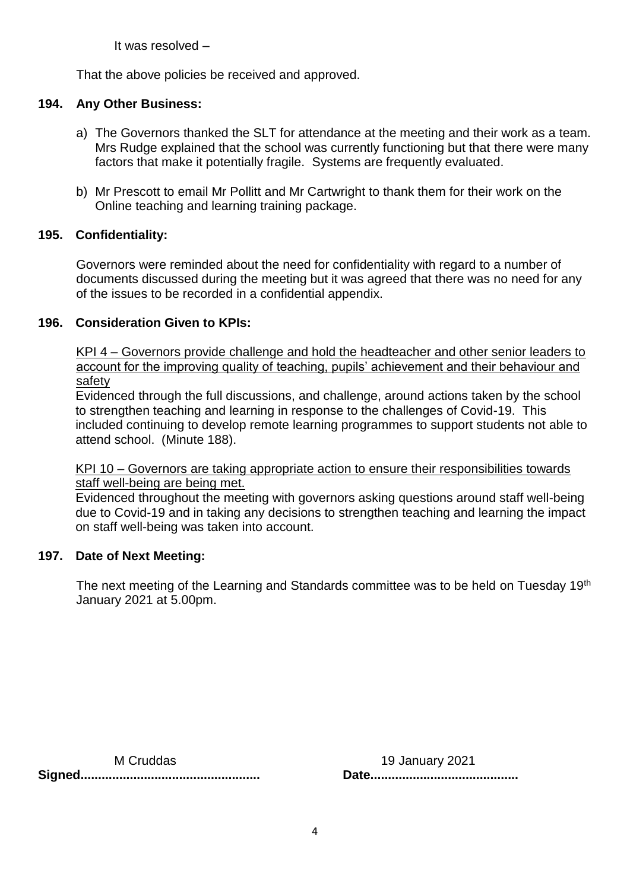It was resolved –

That the above policies be received and approved.

**194. Any Other Business:**

a) The Governors thanked the SLT for attendance at the meeting and their work as a team. Mrs Rudge explained that the school was currently functioning but that there were many factors that make it potentially fragile. Systems are frequently evaluated.

b) Mr Prescott to email Mr Pollitt and Mr Cartwright to thank them for their work on the Online teaching and learning training package.

**195. Confidentiality:**

Governors were reminded about the need for confidentiality with regard to a number of documents discussed during the meeting but it was agreed that there was no need for any of the issues to be recorded in a confidential appendix.

**196. Consideration Given to KPIs:**

<u>KPI 4 – Governors provide challenge and hold the headteacher and other senior leaders to account for the improving quality of teaching, pupils' achievement and their behaviour and safety</u>

Evidenced through the full discussions, and challenge, around actions taken by the school to strengthen teaching and learning in response to the challenges of Covid-19. This included continuing to develop remote learning programmes to support students not able to attend school. (Minute 188).

<u>KPI 10 – Governors are taking appropriate action to ensure their responsibilities towards staff well-being are being met.</u>

Evidenced throughout the meeting with governors asking questions around staff well-being due to Covid-19 and in taking any decisions to strengthen teaching and learning the impact on staff well-being was taken into account.

**197. Date of Next Meeting:**

The next meeting of the Learning and Standards committee was to be held on Tuesday 19th January 2021 at 5.00pm.

**Signed**.................................................. M Cruddas **Date**......................................... 19 January 2021